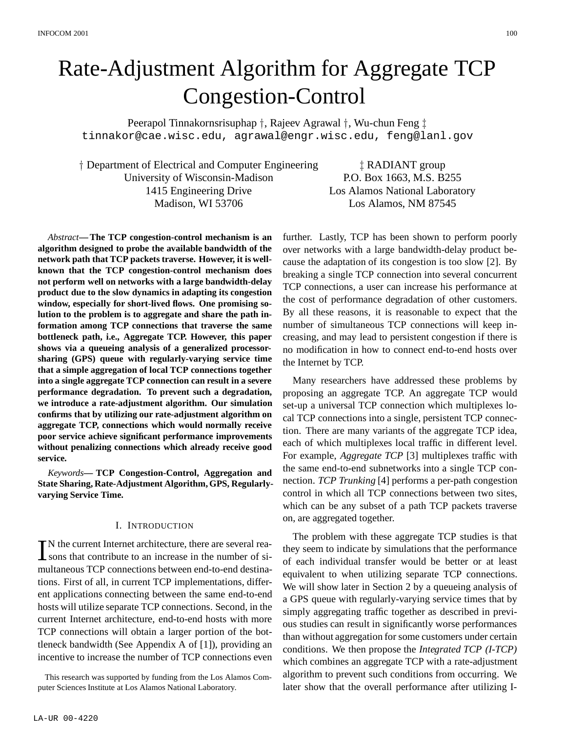# Rate-Adjustment Algorithm for Aggregate TCP Congestion-Control

Peerapol Tinnakornsrisuphap †, Rajeev Agrawal †, Wu-chun Feng ‡
tinnakor@cae.wisc.edu, agrawal@engr.wisc.edu, feng@lanl.gov

† Department of Electrical and Computer Engineering
University of Wisconsin-Madison
1415 Engineering Drive
Madison, WI 53706

‡ RADIANT group
P.O. Box 1663, M.S. B255
Los Alamos National Laboratory
Los Alamos, NM 87545

*Abstract*— **The TCP congestion-control mechanism is an algorithm designed to probe the available bandwidth of the network path that TCP packets traverse. However, it is well-known that the TCP congestion-control mechanism does not perform well on networks with a large bandwidth-delay product due to the slow dynamics in adapting its congestion window, especially for short-lived flows. One promising solution to the problem is to aggregate and share the path information among TCP connections that traverse the same bottleneck path, i.e., Aggregate TCP. However, this paper shows via a queueing analysis of a generalized processor-sharing (GPS) queue with regularly-varying service time that a simple aggregation of local TCP connections together into a single aggregate TCP connection can result in a severe performance degradation. To prevent such a degradation, we introduce a rate-adjustment algorithm. Our simulation confirms that by utilizing our rate-adjustment algorithm on aggregate TCP, connections which would normally receive poor service achieve significant performance improvements without penalizing connections which already receive good service.**

*Keywords*— **TCP Congestion-Control, Aggregation and State Sharing, Rate-Adjustment Algorithm, GPS, Regularly-varying Service Time.**

## I. Introduction

IN the current Internet architecture, there are several reasons that contribute to an increase in the number of simultaneous TCP connections between end-to-end destinations. First of all, in current TCP implementations, different applications connecting between the same end-to-end hosts will utilize separate TCP connections. Second, in the current Internet architecture, end-to-end hosts with more TCP connections will obtain a larger portion of the bottleneck bandwidth (See Appendix A of [1]), providing an incentive to increase the number of TCP connections even further. Lastly, TCP has been shown to perform poorly over networks with a large bandwidth-delay product because the adaptation of its congestion is too slow [2]. By breaking a single TCP connection into several concurrent TCP connections, a user can increase his performance at the cost of performance degradation of other customers. By all these reasons, it is reasonable to expect that the number of simultaneous TCP connections will keep increasing, and may lead to persistent congestion if there is no modification in how to connect end-to-end hosts over the Internet by TCP.

This research was supported by funding from the Los Alamos Computer Sciences Institute at Los Alamos National Laboratory.

Many researchers have addressed these problems by proposing an aggregate TCP. An aggregate TCP would set-up a universal TCP connection which multiplexes local TCP connections into a single, persistent TCP connection. There are many variants of the aggregate TCP idea, each of which multiplexes local traffic in different level. For example, *Aggregate TCP* [3] multiplexes traffic with the same end-to-end subnetworks into a single TCP connection. *TCP Trunking* [4] performs a per-path congestion control in which all TCP connections between two sites, which can be any subset of a path TCP packets traverse on, are aggregated together.

The problem with these aggregate TCP studies is that they seem to indicate by simulations that the performance of each individual transfer would be better or at least equivalent to when utilizing separate TCP connections. We will show later in Section 2 by a queueing analysis of a GPS queue with regularly-varying service times that by simply aggregating traffic together as described in previous studies can result in significantly worse performances than without aggregation for some customers under certain conditions. We then propose the *Integrated TCP (I-TCP)* which combines an aggregate TCP with a rate-adjustment algorithm to prevent such conditions from occurring. We later show that the overall performance after utilizing I-

LA-UR 00-4220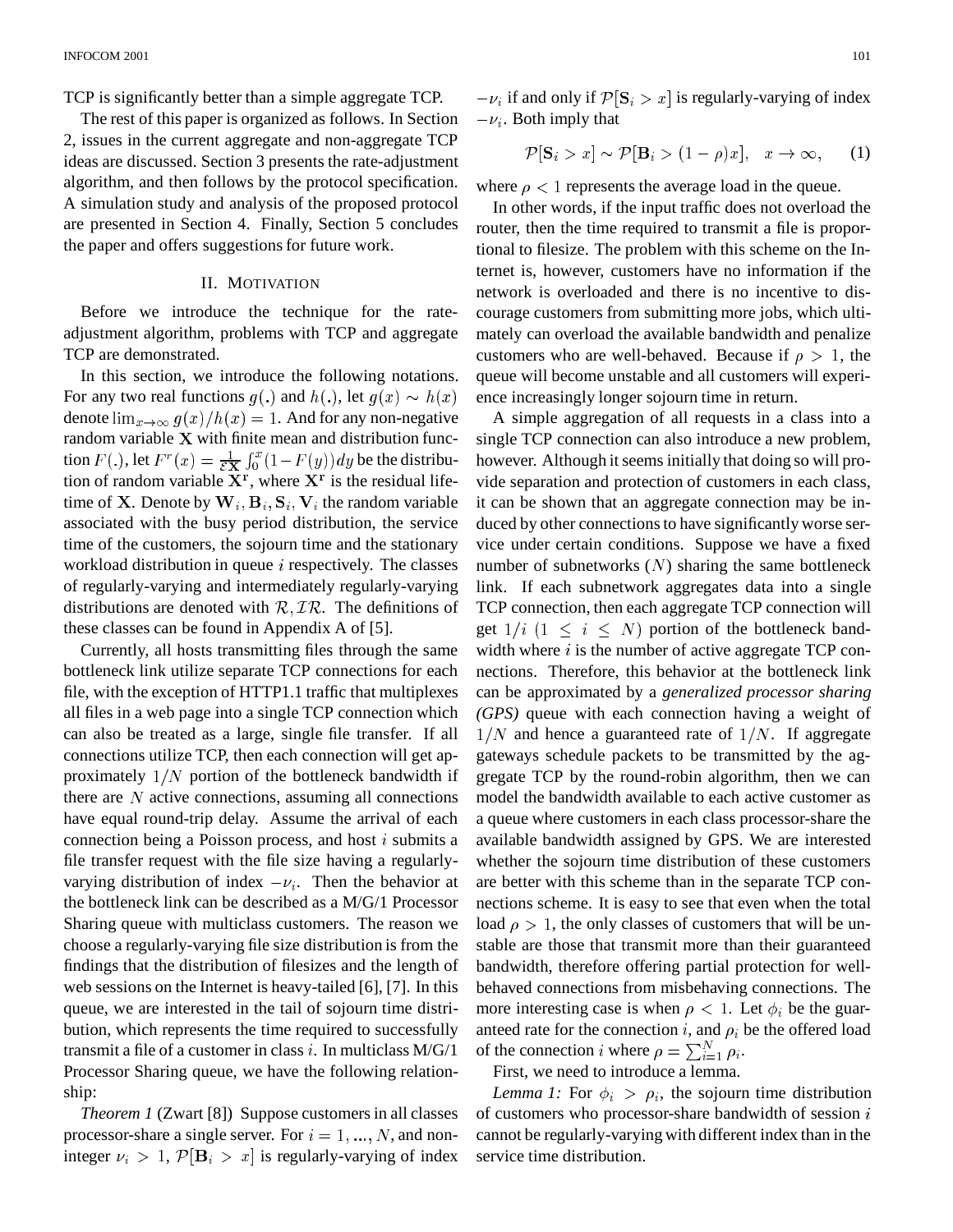TCP is significantly better than a simple aggregate TCP.

The rest of this paper is organized as follows. In Section 2, issues in the current aggregate and non-aggregate TCP ideas are discussed. Section 3 presents the rate-adjustment algorithm, and then follows by the protocol specification. A simulation study and analysis of the proposed protocol are presented in Section 4. Finally, Section 5 concludes the paper and offers suggestions for future work.

## II. Motivation

Before we introduce the technique for the rate-adjustment algorithm, problems with TCP and aggregate TCP are demonstrated.

In this section, we introduce the following notations. For any two real functions $g(.)$ and $h(.)$, let $g(x) \sim h(x)$ denote $\lim_{x\to\infty} g(x)/h(x) = 1$. And for any non-negative random variable $\mathbf{X}$ with finite mean and distribution function $F(.)$, let $F^r(x) = \frac{1}{\mathcal{E}\mathbf{X}}\int_0^x (1-F(y))dy$ be the distribution of random variable $\mathbf{X^r}$, where $\mathbf{X^r}$ is the residual lifetime of $\mathbf{X}$. Denote by $\mathbf{W}_i, \mathbf{B}_i, \mathbf{S}_i, \mathbf{V}_i$ the random variable associated with the busy period distribution, the service time of the customers, the sojourn time and the stationary workload distribution in queue $i$ respectively. The classes of regularly-varying and intermediately regularly-varying distributions are denoted with $\mathcal{R}, \mathcal{IR}$. The definitions of these classes can be found in Appendix A of [5].

Currently, all hosts transmitting files through the same bottleneck link utilize separate TCP connections for each file, with the exception of HTTP1.1 traffic that multiplexes all files in a web page into a single TCP connection which can also be treated as a large, single file transfer. If all connections utilize TCP, then each connection will get approximately $1/N$ portion of the bottleneck bandwidth if there are $N$ active connections, assuming all connections have equal round-trip delay. Assume the arrival of each connection being a Poisson process, and host $i$ submits a file transfer request with the file size having a regularly-varying distribution of index $-\nu_i$. Then the behavior at the bottleneck link can be described as a M/G/1 Processor Sharing queue with multiclass customers. The reason we choose a regularly-varying file size distribution is from the findings that the distribution of filesizes and the length of web sessions on the Internet is heavy-tailed [6], [7]. In this queue, we are interested in the tail of sojourn time distribution, which represents the time required to successfully transmit a file of a customer in class $i$. In multiclass M/G/1 Processor Sharing queue, we have the following relationship:

*Theorem 1* (Zwart [8]) Suppose customers in all classes processor-share a single server. For $i = 1, ..., N$, and non-integer $\nu_i > 1$, $\mathcal{P}[\mathbf{B}_i > x]$ is regularly-varying of index $-\nu_i$ if and only if $\mathcal{P}[\mathbf{S}_i > x]$ is regularly-varying of index $-\nu_i$. Both imply that

$$\mathcal{P}[\mathbf{S}_i > x] \sim \mathcal{P}[\mathbf{B}_i > (1-\rho)x], \quad x \to \infty, \qquad (1)$$

where $\rho < 1$ represents the average load in the queue.

In other words, if the input traffic does not overload the router, then the time required to transmit a file is proportional to filesize. The problem with this scheme on the Internet is, however, customers have no information if the network is overloaded and there is no incentive to discourage customers from submitting more jobs, which ultimately can overload the available bandwidth and penalize customers who are well-behaved. Because if $\rho > 1$, the queue will become unstable and all customers will experience increasingly longer sojourn time in return.

A simple aggregation of all requests in a class into a single TCP connection can also introduce a new problem, however. Although it seems initially that doing so will provide separation and protection of customers in each class, it can be shown that an aggregate connection may be induced by other connections to have significantly worse service under certain conditions. Suppose we have a fixed number of subnetworks ($N$) sharing the same bottleneck link. If each subnetwork aggregates data into a single TCP connection, then each aggregate TCP connection will get $1/i$ $(1 \leq i \leq N)$ portion of the bottleneck bandwidth where $i$ is the number of active aggregate TCP connections. Therefore, this behavior at the bottleneck link can be approximated by a *generalized processor sharing (GPS)* queue with each connection having a weight of $1/N$ and hence a guaranteed rate of $1/N$. If aggregate gateways schedule packets to be transmitted by the aggregate TCP by the round-robin algorithm, then we can model the bandwidth available to each active customer as a queue where customers in each class processor-share the available bandwidth assigned by GPS. We are interested whether the sojourn time distribution of these customers are better with this scheme than in the separate TCP connections scheme. It is easy to see that even when the total load $\rho > 1$, the only classes of customers that will be unstable are those that transmit more than their guaranteed bandwidth, therefore offering partial protection for well-behaved connections from misbehaving connections. The more interesting case is when $\rho < 1$. Let $\phi_i$ be the guaranteed rate for the connection $i$, and $\rho_i$ be the offered load of the connection $i$ where $\rho = \sum_{i=1}^{N} \rho_i$.

First, we need to introduce a lemma.

*Lemma 1:* For $\phi_i > \rho_i$, the sojourn time distribution of customers who processor-share bandwidth of session $i$ cannot be regularly-varying with different index than in the service time distribution.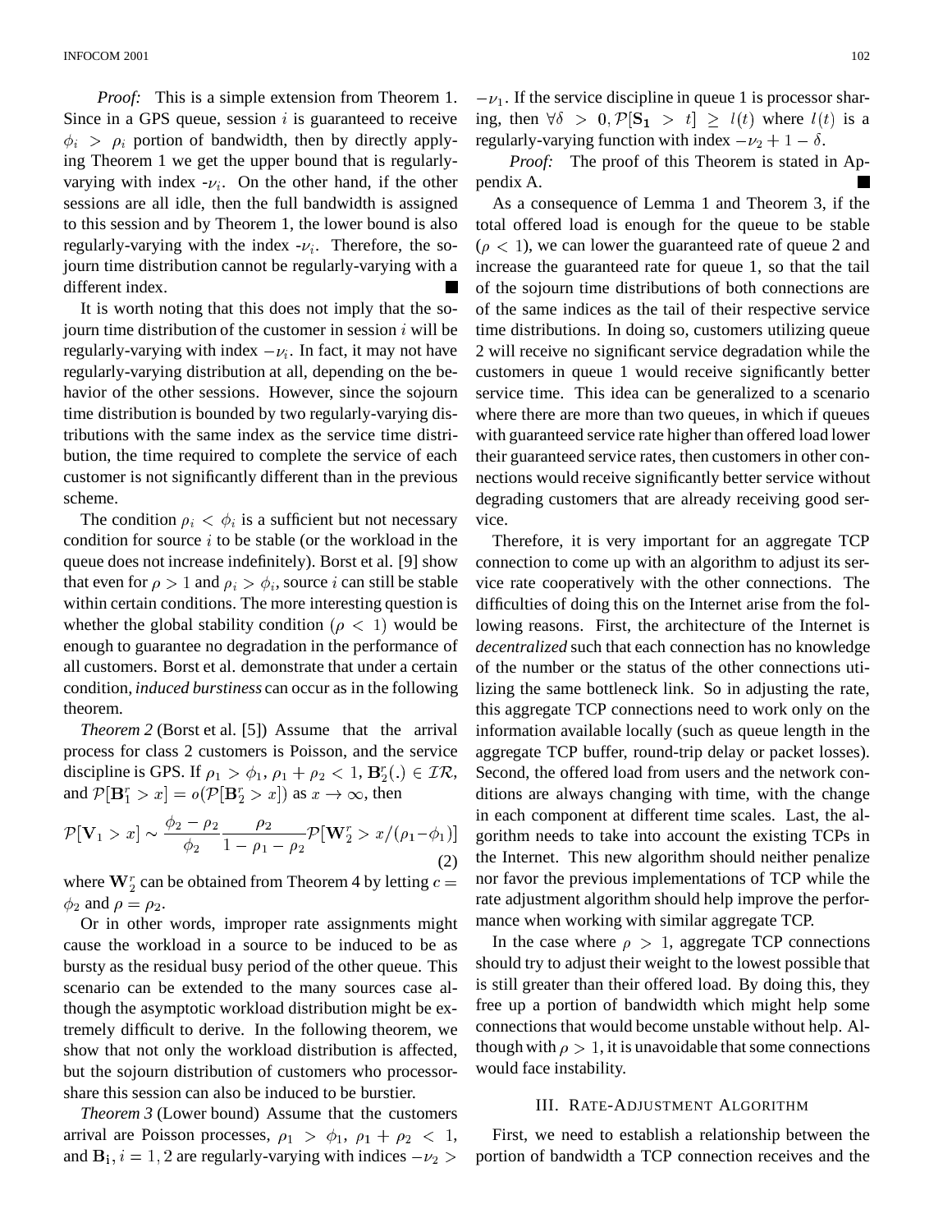*Proof:* This is a simple extension from Theorem 1. Since in a GPS queue, session $i$ is guaranteed to receive $\phi_i > \rho_i$ portion of bandwidth, then by directly applying Theorem 1 we get the upper bound that is regularly-varying with index -$\nu_i$. On the other hand, if the other sessions are all idle, then the full bandwidth is assigned to this session and by Theorem 1, the lower bound is also regularly-varying with the index -$\nu_i$. Therefore, the sojourn time distribution cannot be regularly-varying with a different index. ■

It is worth noting that this does not imply that the sojourn time distribution of the customer in session $i$ will be regularly-varying with index $-\nu_i$. In fact, it may not have regularly-varying distribution at all, depending on the behavior of the other sessions. However, since the sojourn time distribution is bounded by two regularly-varying distributions with the same index as the service time distribution, the time required to complete the service of each customer is not significantly different than in the previous scheme.

The condition $\rho_i < \phi_i$ is a sufficient but not necessary condition for source $i$ to be stable (or the workload in the queue does not increase indefinitely). Borst et al. [9] show that even for $\rho > 1$ and $\rho_i > \phi_i$, source $i$ can still be stable within certain conditions. The more interesting question is whether the global stability condition ($\rho < 1$) would be enough to guarantee no degradation in the performance of all customers. Borst et al. demonstrate that under a certain condition, *induced burstiness* can occur as in the following theorem.

*Theorem 2* (Borst et al. [5]) Assume that the arrival process for class 2 customers is Poisson, and the service discipline is GPS. If $\rho_1 > \phi_1$, $\rho_1 + \rho_2 < 1$, $\mathbf{B}_2^r(.) \in \mathcal{IR}$, and $\mathcal{P}[\mathbf{B}_1^r > x] = o(\mathcal{P}[\mathbf{B}_2^r > x])$ as $x \to \infty$, then

$$\mathcal{P}[\mathbf{V}_1 > x] \sim \frac{\phi_2 - \rho_2}{\phi_2} \frac{\rho_2}{1 - \rho_1 - \rho_2} \mathcal{P}[\mathbf{W}_2^r > x/(\rho_1 - \phi_1)] \quad (2)$$

where $\mathbf{W}_2^r$ can be obtained from Theorem 4 by letting $c = \phi_2$ and $\rho = \rho_2$.

Or in other words, improper rate assignments might cause the workload in a source to be induced to be as bursty as the residual busy period of the other queue. This scenario can be extended to the many sources case although the asymptotic workload distribution might be extremely difficult to derive. In the following theorem, we show that not only the workload distribution is affected, but the sojourn distribution of customers who processor-share this session can also be induced to be burstier.

*Theorem 3* (Lower bound) Assume that the customers arrival are Poisson processes, $\rho_1 > \phi_1$, $\rho_1 + \rho_2 < 1$, and $\mathbf{B_i}, i = 1, 2$ are regularly-varying with indices $-\nu_2 > -\nu_1$. If the service discipline in queue 1 is processor sharing, then $\forall \delta > 0, \mathcal{P}[\mathbf{S_1} > t] \geq l(t)$ where $l(t)$ is a regularly-varying function with index $-\nu_2 + 1 - \delta$.

*Proof:* The proof of this Theorem is stated in Appendix A. ■

As a consequence of Lemma 1 and Theorem 3, if the total offered load is enough for the queue to be stable ($\rho < 1$), we can lower the guaranteed rate of queue 2 and increase the guaranteed rate for queue 1, so that the tail of the sojourn time distributions of both connections are of the same indices as the tail of their respective service time distributions. In doing so, customers utilizing queue 2 will receive no significant service degradation while the customers in queue 1 would receive significantly better service time. This idea can be generalized to a scenario where there are more than two queues, in which if queues with guaranteed service rate higher than offered load lower their guaranteed service rates, then customers in other connections would receive significantly better service without degrading customers that are already receiving good service.

Therefore, it is very important for an aggregate TCP connection to come up with an algorithm to adjust its service rate cooperatively with the other connections. The difficulties of doing this on the Internet arise from the following reasons. First, the architecture of the Internet is *decentralized* such that each connection has no knowledge of the number or the status of the other connections utilizing the same bottleneck link. So in adjusting the rate, this aggregate TCP connections need to work only on the information available locally (such as queue length in the aggregate TCP buffer, round-trip delay or packet losses). Second, the offered load from users and the network conditions are always changing with time, with the change in each component at different time scales. Last, the algorithm needs to take into account the existing TCPs in the Internet. This new algorithm should neither penalize nor favor the previous implementations of TCP while the rate adjustment algorithm should help improve the performance when working with similar aggregate TCP.

In the case where $\rho > 1$, aggregate TCP connections should try to adjust their weight to the lowest possible that is still greater than their offered load. By doing this, they free up a portion of bandwidth which might help some connections that would become unstable without help. Although with $\rho > 1$, it is unavoidable that some connections would face instability.

## III. Rate-Adjustment Algorithm

First, we need to establish a relationship between the portion of bandwidth a TCP connection receives and the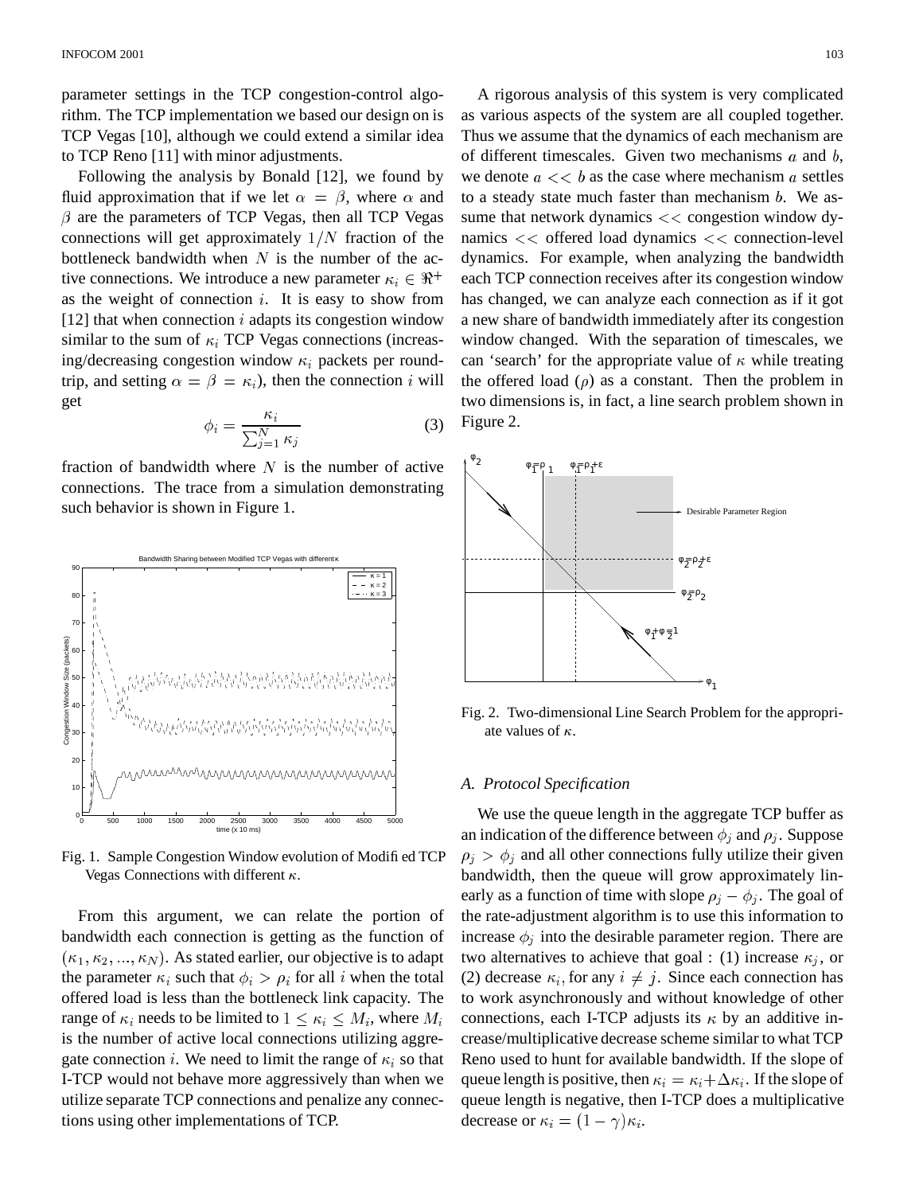parameter settings in the TCP congestion-control algorithm. The TCP implementation we based our design on is TCP Vegas [10], although we could extend a similar idea to TCP Reno [11] with minor adjustments.

Following the analysis by Bonald [12], we found by fluid approximation that if we let $\alpha = \beta$, where $\alpha$ and $\beta$ are the parameters of TCP Vegas, then all TCP Vegas connections will get approximately $1/N$ fraction of the bottleneck bandwidth when $N$ is the number of the active connections. We introduce a new parameter $\kappa_i \in \Re^+$ as the weight of connection $i$. It is easy to show from [12] that when connection $i$ adapts its congestion window similar to the sum of $\kappa_i$ TCP Vegas connections (increasing/decreasing congestion window $\kappa_i$ packets per round-trip, and setting $\alpha = \beta = \kappa_i$), then the connection $i$ will get

$$\phi_i = \frac{\kappa_i}{\sum_{j=1}^{N} \kappa_j} \quad (3)$$

fraction of bandwidth where $N$ is the number of active connections. The trace from a simulation demonstrating such behavior is shown in Figure 1.

Fig. 1. Sample Congestion Window evolution of Modified TCP Vegas Connections with different $\kappa$.

From this argument, we can relate the portion of bandwidth each connection is getting as the function of $(\kappa_1, \kappa_2, ..., \kappa_N)$. As stated earlier, our objective is to adapt the parameter $\kappa_i$ such that $\phi_i > \rho_i$ for all $i$ when the total offered load is less than the bottleneck link capacity. The range of $\kappa_i$ needs to be limited to $1 \leq \kappa_i \leq M_i$, where $M_i$ is the number of active local connections utilizing aggregate connection $i$. We need to limit the range of $\kappa_i$ so that I-TCP would not behave more aggressively than when we utilize separate TCP connections and penalize any connections using other implementations of TCP.

A rigorous analysis of this system is very complicated as various aspects of the system are all coupled together. Thus we assume that the dynamics of each mechanism are of different timescales. Given two mechanisms $a$ and $b$, we denote $a << b$ as the case where mechanism $a$ settles to a steady state much faster than mechanism $b$. We assume that network dynamics $<<$ congestion window dynamics $<<$ offered load dynamics $<<$ connection-level dynamics. For example, when analyzing the bandwidth each TCP connection receives after its congestion window has changed, we can analyze each connection as if it got a new share of bandwidth immediately after its congestion window changed. With the separation of timescales, we can 'search' for the appropriate value of $\kappa$ while treating the offered load ($\rho$) as a constant. Then the problem in two dimensions is, in fact, a line search problem shown in Figure 2.

Fig. 2. Two-dimensional Line Search Problem for the appropriate values of $\kappa$.

### A. Protocol Specification

We use the queue length in the aggregate TCP buffer as an indication of the difference between $\phi_j$ and $\rho_j$. Suppose $\rho_j > \phi_j$ and all other connections fully utilize their given bandwidth, then the queue will grow approximately linearly as a function of time with slope $\rho_j - \phi_j$. The goal of the rate-adjustment algorithm is to use this information to increase $\phi_j$ into the desirable parameter region. There are two alternatives to achieve that goal : (1) increase $\kappa_j$, or (2) decrease $\kappa_i$, for any $i \neq j$. Since each connection has to work asynchronously and without knowledge of other connections, each I-TCP adjusts its $\kappa$ by an additive increase/multiplicative decrease scheme similar to what TCP Reno used to hunt for available bandwidth. If the slope of queue length is positive, then $\kappa_i = \kappa_i + \Delta\kappa_i$. If the slope of queue length is negative, then I-TCP does a multiplicative decrease or $\kappa_i = (1 - \gamma)\kappa_i$.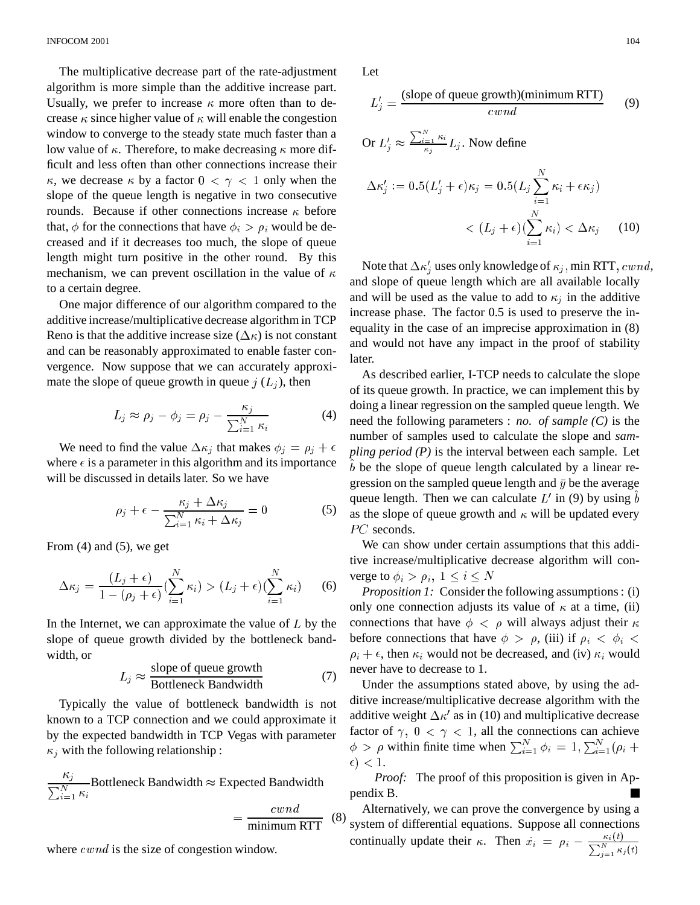The multiplicative decrease part of the rate-adjustment algorithm is more simple than the additive increase part. Usually, we prefer to increase $\kappa$ more often than to decrease $\kappa$ since higher value of $\kappa$ will enable the congestion window to converge to the steady state much faster than a low value of $\kappa$. Therefore, to make decreasing $\kappa$ more difficult and less often than other connections increase their $\kappa$, we decrease $\kappa$ by a factor $0 < \gamma < 1$ only when the slope of the queue length is negative in two consecutive rounds. Because if other connections increase $\kappa$ before that, $\phi$ for the connections that have $\phi_i > \rho_i$ would be decreased and if it decreases too much, the slope of queue length might turn positive in the other round. By this mechanism, we can prevent oscillation in the value of $\kappa$ to a certain degree.

One major difference of our algorithm compared to the additive increase/multiplicative decrease algorithm in TCP Reno is that the additive increase size ($\Delta\kappa$) is not constant and can be reasonably approximated to enable faster convergence. Now suppose that we can accurately approximate the slope of queue growth in queue $j$ ($L_j$), then

$$L_j \approx \rho_j - \phi_j = \rho_j - \frac{\kappa_j}{\sum_{i=1}^{N} \kappa_i} \tag{4}$$

We need to find the value $\Delta\kappa_j$ that makes $\phi_j = \rho_j + \epsilon$ where $\epsilon$ is a parameter in this algorithm and its importance will be discussed in details later. So we have

$$\rho_j + \epsilon - \frac{\kappa_j + \Delta\kappa_j}{\sum_{i=1}^{N} \kappa_i + \Delta\kappa_j} = 0 \tag{5}$$

From (4) and (5), we get

$$\Delta\kappa_j = \frac{(L_j + \epsilon)}{1 - (\rho_j + \epsilon)} \left(\sum_{i=1}^{N} \kappa_i\right) > (L_j + \epsilon)\left(\sum_{i=1}^{N} \kappa_i\right) \tag{6}$$

In the Internet, we can approximate the value of $L$ by the slope of queue growth divided by the bottleneck bandwidth, or

$$L_j \approx \frac{\text{slope of queue growth}}{\text{Bottleneck Bandwidth}} \tag{7}$$

Typically the value of bottleneck bandwidth is not known to a TCP connection and we could approximate it by the expected bandwidth in TCP Vegas with parameter $\kappa_j$ with the following relationship :

$$\frac{\kappa_j}{\sum_{i=1}^{N} \kappa_i} \text{Bottleneck Bandwidth} \approx \text{Expected Bandwidth} = \frac{cwnd}{\text{minimum RTT}} \tag{8}$$

where $cwnd$ is the size of congestion window.

Let

$$L'_j = \frac{\text{(slope of queue growth)(minimum RTT)}}{cwnd} \tag{9}$$

Or $L'_j \approx \frac{\sum_{i=1}^{N} \kappa_i}{\kappa_j} L_j$. Now define

$$\Delta\kappa'_j := 0.5(L'_j + \epsilon)\kappa_j = 0.5(L_j \sum_{i=1}^{N} \kappa_i + \epsilon\kappa_j) < (L_j + \epsilon)\left(\sum_{i=1}^{N} \kappa_i\right) < \Delta\kappa_j \tag{10}$$

Note that $\Delta\kappa'_j$ uses only knowledge of $\kappa_j$, min RTT, $cwnd$, and slope of queue length which are all available locally and will be used as the value to add to $\kappa_j$ in the additive increase phase. The factor 0.5 is used to preserve the inequality in the case of an imprecise approximation in (8) and would not have any impact in the proof of stability later.

As described earlier, I-TCP needs to calculate the slope of its queue growth. In practice, we can implement this by doing a linear regression on the sampled queue length. We need the following parameters : *no. of sample (C)* is the number of samples used to calculate the slope and *sampling period (P)* is the interval between each sample. Let $\hat{b}$ be the slope of queue length calculated by a linear regression on the sampled queue length and $\bar{y}$ be the average queue length. Then we can calculate $L'$ in (9) by using $\hat{b}$ as the slope of queue growth and $\kappa$ will be updated every $PC$ seconds.

We can show under certain assumptions that this additive increase/multiplicative decrease algorithm will converge to $\phi_i > \rho_i$, $1 \leq i \leq N$

*Proposition 1:* Consider the following assumptions : (i) only one connection adjusts its value of $\kappa$ at a time, (ii) connections that have $\phi < \rho$ will always adjust their $\kappa$ before connections that have $\phi > \rho$, (iii) if $\rho_i < \phi_i < \rho_i + \epsilon$, then $\kappa_i$ would not be decreased, and (iv) $\kappa_i$ would never have to decrease to 1.

Under the assumptions stated above, by using the additive increase/multiplicative decrease algorithm with the additive weight $\Delta\kappa'$ as in (10) and multiplicative decrease factor of $\gamma$, $0 < \gamma < 1$, all the connections can achieve $\phi > \rho$ within finite time when $\sum_{i=1}^{N} \phi_i = 1$, $\sum_{i=1}^{N}(\rho_i + \epsilon) < 1$.

*Proof:* The proof of this proposition is given in Appendix B. ∎

Alternatively, we can prove the convergence by using a system of differential equations. Suppose all connections continually update their $\kappa$. Then $\dot{x_i} = \rho_i - \frac{\kappa_i(t)}{\sum_{j=1}^{N} \kappa_j(t)}$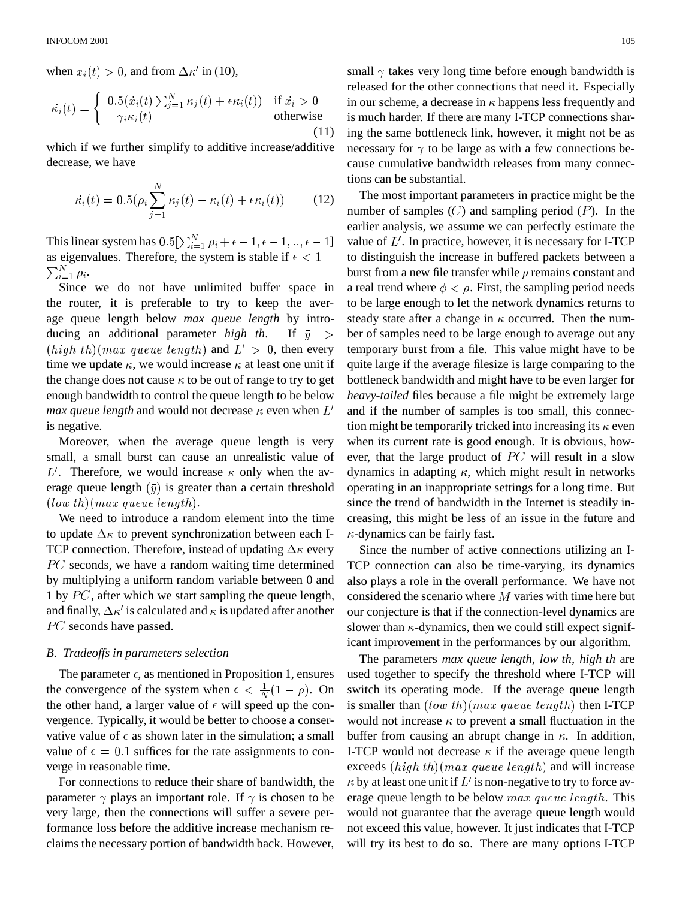when $x_i(t) > 0$, and from $\Delta\kappa'$ in (10),

$$\dot{\kappa_i}(t) = \begin{cases} 0.5(\dot{x_i}(t)\sum_{j=1}^{N}\kappa_j(t) + \epsilon\kappa_i(t)) & \text{if } \dot{x_i} > 0 \\ -\gamma_i\kappa_i(t) & \text{otherwise} \end{cases} \tag{11}$$

which if we further simplify to additive increase/additive decrease, we have

$$\dot{\kappa_i}(t) = 0.5(\rho_i \sum_{j=1}^{N} \kappa_j(t) - \kappa_i(t) + \epsilon\kappa_i(t)) \tag{12}$$

This linear system has $0.5[\sum_{i=1}^{N}\rho_i + \epsilon - 1, \epsilon - 1, .., \epsilon - 1]$ as eigenvalues. Therefore, the system is stable if $\epsilon < 1 - \sum_{i=1}^{N}\rho_i$.

Since we do not have unlimited buffer space in the router, it is preferable to try to keep the average queue length below *max queue length* by introducing an additional parameter *high th*. If $\bar{y} > (high\ th)(max\ queue\ length)$ and $L' > 0$, then every time we update $\kappa$, we would increase $\kappa$ at least one unit if the change does not cause $\kappa$ to be out of range to try to get enough bandwidth to control the queue length to be below *max queue length* and would not decrease $\kappa$ even when $L'$ is negative.

Moreover, when the average queue length is very small, a small burst can cause an unrealistic value of $L'$. Therefore, we would increase $\kappa$ only when the average queue length ($\bar{y}$) is greater than a certain threshold $(low\ th)(max\ queue\ length)$.

We need to introduce a random element into the time to update $\Delta\kappa$ to prevent synchronization between each I-TCP connection. Therefore, instead of updating $\Delta\kappa$ every $PC$ seconds, we have a random waiting time determined by multiplying a uniform random variable between 0 and 1 by $PC$, after which we start sampling the queue length, and finally, $\Delta\kappa'$ is calculated and $\kappa$ is updated after another $PC$ seconds have passed.

### *B. Tradeoffs in parameters selection*

The parameter $\epsilon$, as mentioned in Proposition 1, ensures the convergence of the system when $\epsilon < \frac{1}{N}(1 - \rho)$. On the other hand, a larger value of $\epsilon$ will speed up the convergence. Typically, it would be better to choose a conservative value of $\epsilon$ as shown later in the simulation; a small value of $\epsilon = 0.1$ suffices for the rate assignments to converge in reasonable time.

For connections to reduce their share of bandwidth, the parameter $\gamma$ plays an important role. If $\gamma$ is chosen to be very large, then the connections will suffer a severe performance loss before the additive increase mechanism reclaims the necessary portion of bandwidth back. However, small $\gamma$ takes very long time before enough bandwidth is released for the other connections that need it. Especially in our scheme, a decrease in $\kappa$ happens less frequently and is much harder. If there are many I-TCP connections sharing the same bottleneck link, however, it might not be as necessary for $\gamma$ to be large as with a few connections because cumulative bandwidth releases from many connections can be substantial.

The most important parameters in practice might be the number of samples ($C$) and sampling period ($P$). In the earlier analysis, we assume we can perfectly estimate the value of $L'$. In practice, however, it is necessary for I-TCP to distinguish the increase in buffered packets between a burst from a new file transfer while $\rho$ remains constant and a real trend where $\phi < \rho$. First, the sampling period needs to be large enough to let the network dynamics returns to steady state after a change in $\kappa$ occurred. Then the number of samples need to be large enough to average out any temporary burst from a file. This value might have to be quite large if the average filesize is large comparing to the bottleneck bandwidth and might have to be even larger for *heavy-tailed* files because a file might be extremely large and if the number of samples is too small, this connection might be temporarily tricked into increasing its $\kappa$ even when its current rate is good enough. It is obvious, however, that the large product of $PC$ will result in a slow dynamics in adapting $\kappa$, which might result in networks operating in an inappropriate settings for a long time. But since the trend of bandwidth in the Internet is steadily increasing, this might be less of an issue in the future and $\kappa$-dynamics can be fairly fast.

Since the number of active connections utilizing an I-TCP connection can also be time-varying, its dynamics also plays a role in the overall performance. We have not considered the scenario where $M$ varies with time here but our conjecture is that if the connection-level dynamics are slower than $\kappa$-dynamics, then we could still expect significant improvement in the performances by our algorithm.

The parameters *max queue length, low th, high th* are used together to specify the threshold where I-TCP will switch its operating mode. If the average queue length is smaller than $(low\ th)(max\ queue\ length)$ then I-TCP would not increase $\kappa$ to prevent a small fluctuation in the buffer from causing an abrupt change in $\kappa$. In addition, I-TCP would not decrease $\kappa$ if the average queue length exceeds $(high\ th)(max\ queue\ length)$ and will increase $\kappa$ by at least one unit if $L'$ is non-negative to try to force average queue length to be below $max\ queue\ length$. This would not guarantee that the average queue length would not exceed this value, however. It just indicates that I-TCP will try its best to do so. There are many options I-TCP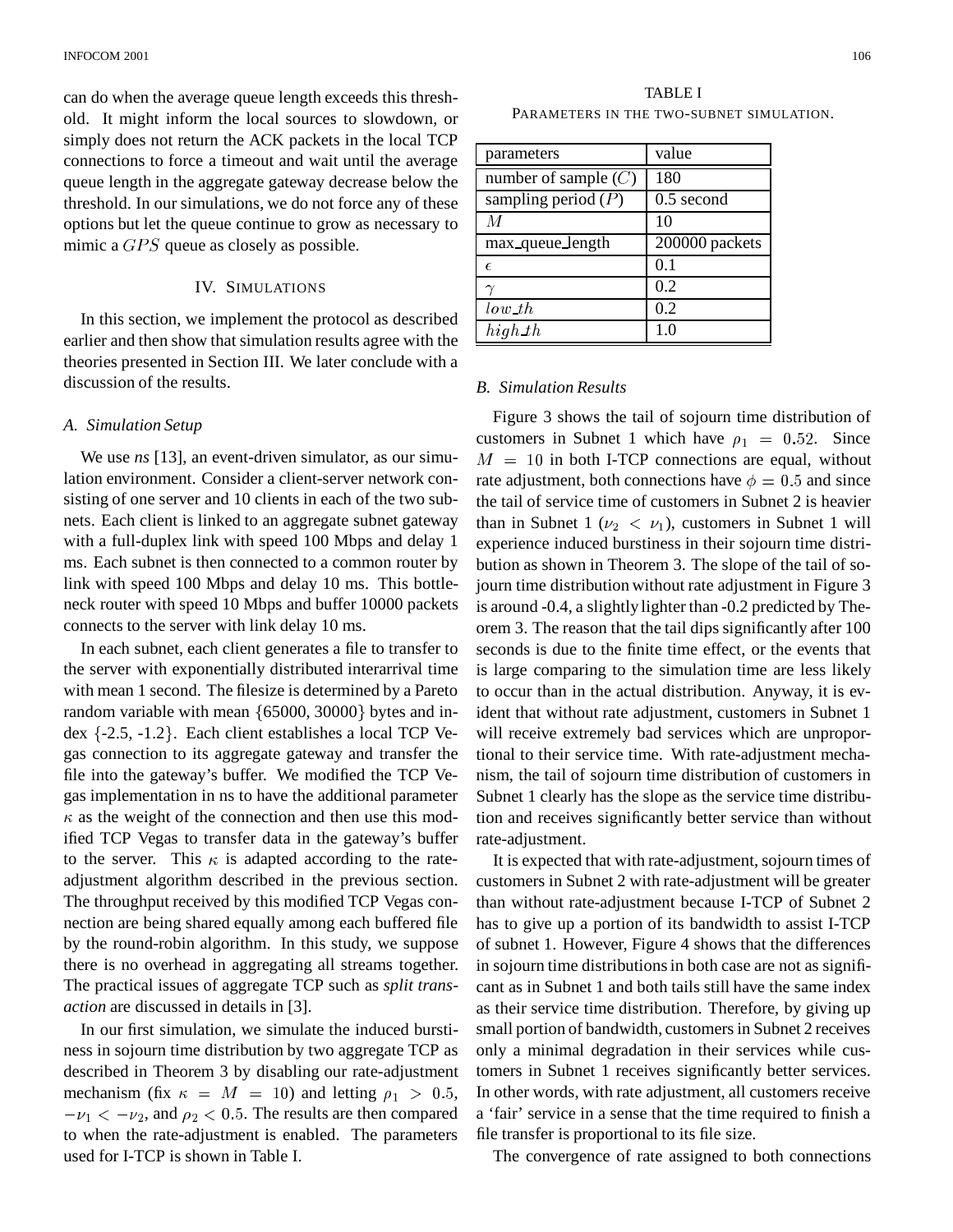can do when the average queue length exceeds this threshold. It might inform the local sources to slowdown, or simply does not return the ACK packets in the local TCP connections to force a timeout and wait until the average queue length in the aggregate gateway decrease below the threshold. In our simulations, we do not force any of these options but let the queue continue to grow as necessary to mimic a $GPS$ queue as closely as possible.

## IV. Simulations

In this section, we implement the protocol as described earlier and then show that simulation results agree with the theories presented in Section III. We later conclude with a discussion of the results.

### A. Simulation Setup

We use *ns* [13], an event-driven simulator, as our simulation environment. Consider a client-server network consisting of one server and 10 clients in each of the two subnets. Each client is linked to an aggregate subnet gateway with a full-duplex link with speed 100 Mbps and delay 1 ms. Each subnet is then connected to a common router by link with speed 100 Mbps and delay 10 ms. This bottleneck router with speed 10 Mbps and buffer 10000 packets connects to the server with link delay 10 ms.

In each subnet, each client generates a file to transfer to the server with exponentially distributed interarrival time with mean 1 second. The filesize is determined by a Pareto random variable with mean $\{65000, 30000\}$ bytes and index $\{-2.5, -1.2\}$. Each client establishes a local TCP Vegas connection to its aggregate gateway and transfer the file into the gateway's buffer. We modified the TCP Vegas implementation in ns to have the additional parameter $\kappa$ as the weight of the connection and then use this modified TCP Vegas to transfer data in the gateway's buffer to the server. This $\kappa$ is adapted according to the rate-adjustment algorithm described in the previous section. The throughput received by this modified TCP Vegas connection are being shared equally among each buffered file by the round-robin algorithm. In this study, we suppose there is no overhead in aggregating all streams together. The practical issues of aggregate TCP such as *split transaction* are discussed in details in [3].

In our first simulation, we simulate the induced burstiness in sojourn time distribution by two aggregate TCP as described in Theorem 3 by disabling our rate-adjustment mechanism (fix $\kappa = M = 10$) and letting $\rho_1 > 0.5$, $-\nu_1 < -\nu_2$, and $\rho_2 < 0.5$. The results are then compared to when the rate-adjustment is enabled. The parameters used for I-TCP is shown in Table I.

TABLE I
Parameters in the two-subnet simulation.

| parameters | value |
|---|---|
| number of sample ($C$) | 180 |
| sampling period ($P$) | 0.5 second |
| $M$ | 10 |
| max_queue_length | 200000 packets |
| $\epsilon$ | 0.1 |
| $\gamma$ | 0.2 |
| $low\_th$ | 0.2 |
| $high\_th$ | 1.0 |

### B. Simulation Results

Figure 3 shows the tail of sojourn time distribution of customers in Subnet 1 which have $\rho_1 = 0.52$. Since $M = 10$ in both I-TCP connections are equal, without rate adjustment, both connections have $\phi = 0.5$ and since the tail of service time of customers in Subnet 2 is heavier than in Subnet 1 ($\nu_2 < \nu_1$), customers in Subnet 1 will experience induced burstiness in their sojourn time distribution as shown in Theorem 3. The slope of the tail of sojourn time distribution without rate adjustment in Figure 3 is around -0.4, a slightly lighter than -0.2 predicted by Theorem 3. The reason that the tail dips significantly after 100 seconds is due to the finite time effect, or the events that is large comparing to the simulation time are less likely to occur than in the actual distribution. Anyway, it is evident that without rate adjustment, customers in Subnet 1 will receive extremely bad services which are unproportional to their service time. With rate-adjustment mechanism, the tail of sojourn time distribution of customers in Subnet 1 clearly has the slope as the service time distribution and receives significantly better service than without rate-adjustment.

It is expected that with rate-adjustment, sojourn times of customers in Subnet 2 with rate-adjustment will be greater than without rate-adjustment because I-TCP of Subnet 2 has to give up a portion of its bandwidth to assist I-TCP of subnet 1. However, Figure 4 shows that the differences in sojourn time distributions in both case are not as significant as in Subnet 1 and both tails still have the same index as their service time distribution. Therefore, by giving up small portion of bandwidth, customers in Subnet 2 receives only a minimal degradation in their services while customers in Subnet 1 receives significantly better services. In other words, with rate adjustment, all customers receive a 'fair' service in a sense that the time required to finish a file transfer is proportional to its file size.

The convergence of rate assigned to both connections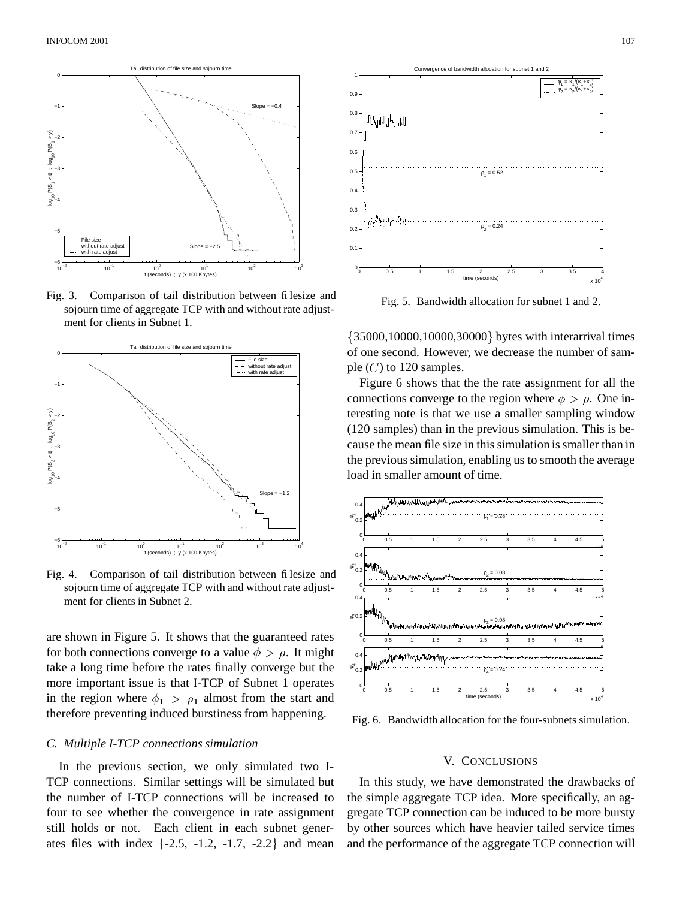Fig. 3. Comparison of tail distribution between filesize and sojourn time of aggregate TCP with and without rate adjustment for clients in Subnet 1.

Fig. 4. Comparison of tail distribution between filesize and sojourn time of aggregate TCP with and without rate adjustment for clients in Subnet 2.

are shown in Figure 5. It shows that the guaranteed rates for both connections converge to a value $\phi > \rho$. It might take a long time before the rates finally converge but the more important issue is that I-TCP of Subnet 1 operates in the region where $\phi_1 > \rho_1$ almost from the start and therefore preventing induced burstiness from happening.

### C. Multiple I-TCP connections simulation

In the previous section, we only simulated two I-TCP connections. Similar settings will be simulated but the number of I-TCP connections will be increased to four to see whether the convergence in rate assignment still holds or not. Each client in each subnet generates files with index {-2.5, -1.2, -1.7, -2.2} and mean {35000,10000,10000,30000} bytes with interarrival times of one second. However, we decrease the number of sample ($C$) to 120 samples.

Fig. 5. Bandwidth allocation for subnet 1 and 2.

Figure 6 shows that the the rate assignment for all the connections converge to the region where $\phi > \rho$. One interesting note is that we use a smaller sampling window (120 samples) than in the previous simulation. This is because the mean file size in this simulation is smaller than in the previous simulation, enabling us to smooth the average load in smaller amount of time.

Fig. 6. Bandwidth allocation for the four-subnets simulation.

## V. Conclusions

In this study, we have demonstrated the drawbacks of the simple aggregate TCP idea. More specifically, an aggregate TCP connection can be induced to be more bursty by other sources which have heavier tailed service times and the performance of the aggregate TCP connection will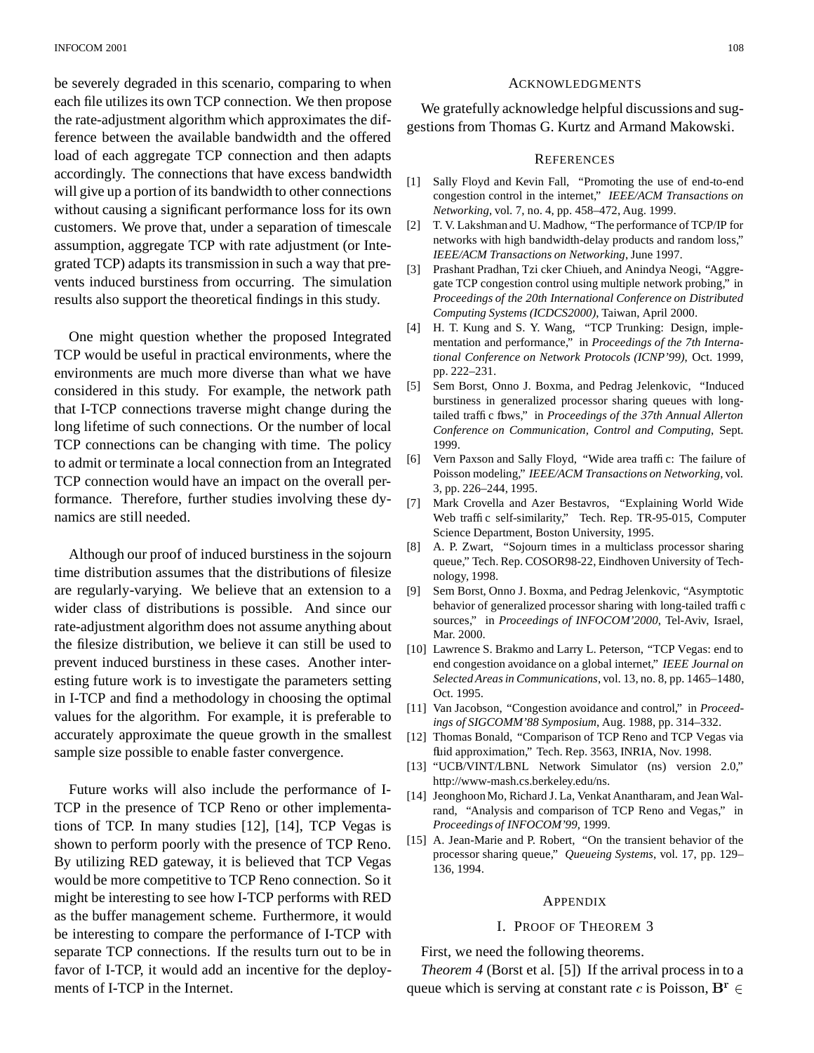be severely degraded in this scenario, comparing to when each file utilizes its own TCP connection. We then propose the rate-adjustment algorithm which approximates the difference between the available bandwidth and the offered load of each aggregate TCP connection and then adapts accordingly. The connections that have excess bandwidth will give up a portion of its bandwidth to other connections without causing a significant performance loss for its own customers. We prove that, under a separation of timescale assumption, aggregate TCP with rate adjustment (or Integrated TCP) adapts its transmission in such a way that prevents induced burstiness from occurring. The simulation results also support the theoretical findings in this study.

One might question whether the proposed Integrated TCP would be useful in practical environments, where the environments are much more diverse than what we have considered in this study. For example, the network path that I-TCP connections traverse might change during the long lifetime of such connections. Or the number of local TCP connections can be changing with time. The policy to admit or terminate a local connection from an Integrated TCP connection would have an impact on the overall performance. Therefore, further studies involving these dynamics are still needed.

Although our proof of induced burstiness in the sojourn time distribution assumes that the distributions of filesize are regularly-varying. We believe that an extension to a wider class of distributions is possible. And since our rate-adjustment algorithm does not assume anything about the filesize distribution, we believe it can still be used to prevent induced burstiness in these cases. Another interesting future work is to investigate the parameters setting in I-TCP and find a methodology in choosing the optimal values for the algorithm. For example, it is preferable to accurately approximate the queue growth in the smallest sample size possible to enable faster convergence.

Future works will also include the performance of I-TCP in the presence of TCP Reno or other implementations of TCP. In many studies [12], [14], TCP Vegas is shown to perform poorly with the presence of TCP Reno. By utilizing RED gateway, it is believed that TCP Vegas would be more competitive to TCP Reno connection. So it might be interesting to see how I-TCP performs with RED as the buffer management scheme. Furthermore, it would be interesting to compare the performance of I-TCP with separate TCP connections. If the results turn out to be in favor of I-TCP, it would add an incentive for the deployments of I-TCP in the Internet.

## Acknowledgments

We gratefully acknowledge helpful discussions and suggestions from Thomas G. Kurtz and Armand Makowski.

## References

[1] Sally Floyd and Kevin Fall, "Promoting the use of end-to-end congestion control in the internet," *IEEE/ACM Transactions on Networking*, vol. 7, no. 4, pp. 458–472, Aug. 1999.

[2] T. V. Lakshman and U. Madhow, "The performance of TCP/IP for networks with high bandwidth-delay products and random loss," *IEEE/ACM Transactions on Networking*, June 1997.

[3] Prashant Pradhan, Tzi cker Chiueh, and Anindya Neogi, "Aggregate TCP congestion control using multiple network probing," in *Proceedings of the 20th International Conference on Distributed Computing Systems (ICDCS2000)*, Taiwan, April 2000.

[4] H. T. Kung and S. Y. Wang, "TCP Trunking: Design, implementation and performance," in *Proceedings of the 7th International Conference on Network Protocols (ICNP'99)*, Oct. 1999, pp. 222–231.

[5] Sem Borst, Onno J. Boxma, and Pedrag Jelenkovic, "Induced burstiness in generalized processor sharing queues with long-tailed traffic flows," in *Proceedings of the 37th Annual Allerton Conference on Communication, Control and Computing*, Sept. 1999.

[6] Vern Paxson and Sally Floyd, "Wide area traffic: The failure of Poisson modeling," *IEEE/ACM Transactions on Networking*, vol. 3, pp. 226–244, 1995.

[7] Mark Crovella and Azer Bestavros, "Explaining World Wide Web traffic self-similarity," Tech. Rep. TR-95-015, Computer Science Department, Boston University, 1995.

[8] A. P. Zwart, "Sojourn times in a multiclass processor sharing queue," Tech. Rep. COSOR98-22, Eindhoven University of Technology, 1998.

[9] Sem Borst, Onno J. Boxma, and Pedrag Jelenkovic, "Asymptotic behavior of generalized processor sharing with long-tailed traffic sources," in *Proceedings of INFOCOM'2000*, Tel-Aviv, Israel, Mar. 2000.

[10] Lawrence S. Brakmo and Larry L. Peterson, "TCP Vegas: end to end congestion avoidance on a global internet," *IEEE Journal on Selected Areas in Communications*, vol. 13, no. 8, pp. 1465–1480, Oct. 1995.

[11] Van Jacobson, "Congestion avoidance and control," in *Proceedings of SIGCOMM'88 Symposium*, Aug. 1988, pp. 314–332.

[12] Thomas Bonald, "Comparison of TCP Reno and TCP Vegas via fluid approximation," Tech. Rep. 3563, INRIA, Nov. 1998.

[13] "UCB/VINT/LBNL Network Simulator (ns) version 2.0," http://www-mash.cs.berkeley.edu/ns.

[14] Jeonghoon Mo, Richard J. La, Venkat Anantharam, and Jean Walrand, "Analysis and comparison of TCP Reno and Vegas," in *Proceedings of INFOCOM'99*, 1999.

[15] A. Jean-Marie and P. Robert, "On the transient behavior of the processor sharing queue," *Queueing Systems*, vol. 17, pp. 129–136, 1994.

## Appendix

### I. Proof of Theorem 3

First, we need the following theorems.

*Theorem 4* (Borst et al. [5]) If the arrival process in to a queue which is serving at constant rate $c$ is Poisson, $\mathbf{B^r} \in$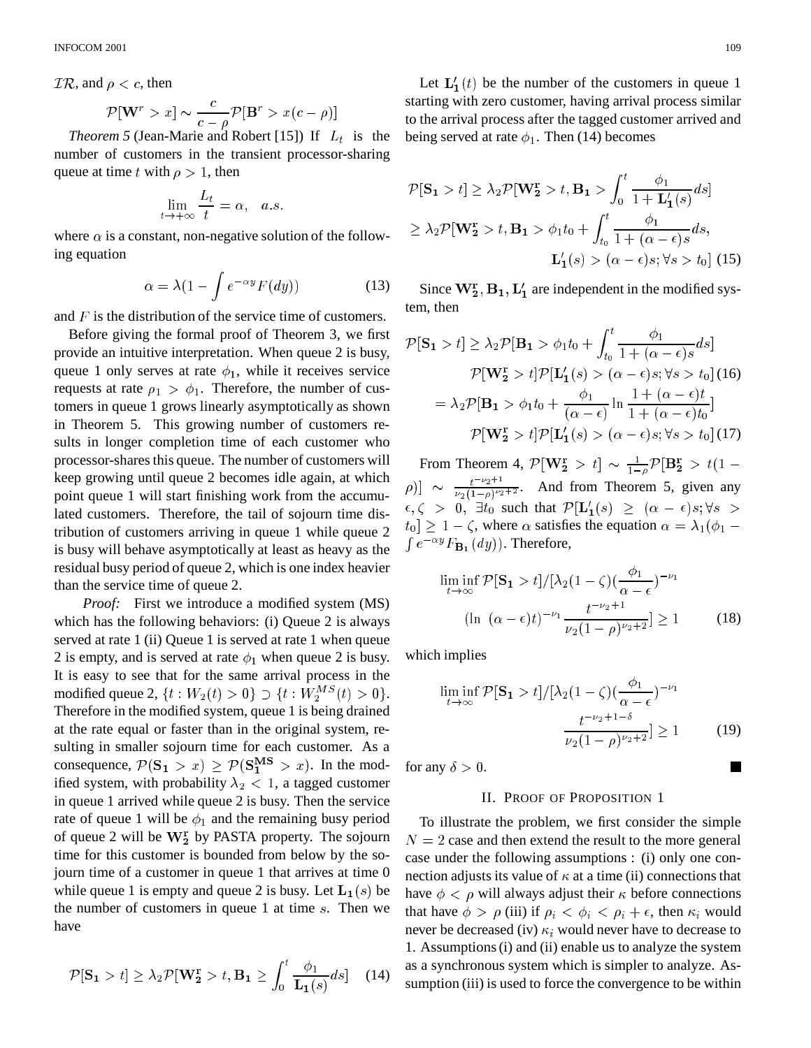$\mathcal{IR}$, and $\rho < c$, then

$$\mathcal{P}[\mathbf{W}^r > x] \sim \frac{c}{c-\rho}\mathcal{P}[\mathbf{B}^r > x(c-\rho)]$$

*Theorem 5* (Jean-Marie and Robert [15]) If $L_t$ is the number of customers in the transient processor-sharing queue at time $t$ with $\rho > 1$, then

$$\lim_{t\to+\infty} \frac{L_t}{t} = \alpha, \quad a.s.$$

where $\alpha$ is a constant, non-negative solution of the following equation

$$\alpha = \lambda(1 - \int e^{-\alpha y} F(dy)) \tag{13}$$

and $F$ is the distribution of the service time of customers.

Before giving the formal proof of Theorem 3, we first provide an intuitive interpretation. When queue 2 is busy, queue 1 only serves at rate $\phi_1$, while it receives service requests at rate $\rho_1 > \phi_1$. Therefore, the number of customers in queue 1 grows linearly asymptotically as shown in Theorem 5. This growing number of customers results in longer completion time of each customer who processor-shares this queue. The number of customers will keep growing until queue 2 becomes idle again, at which point queue 1 will start finishing work from the accumulated customers. Therefore, the tail of sojourn time distribution of customers arriving in queue 1 while queue 2 is busy will behave asymptotically at least as heavy as the residual busy period of queue 2, which is one index heavier than the service time of queue 2.

*Proof:* First we introduce a modified system (MS) which has the following behaviors: (i) Queue 2 is always served at rate 1 (ii) Queue 1 is served at rate 1 when queue 2 is empty, and is served at rate $\phi_1$ when queue 2 is busy. It is easy to see that for the same arrival process in the modified queue 2, $\{t : W_2(t) > 0\} \supset \{t : W_2^{MS}(t) > 0\}$. Therefore in the modified system, queue 1 is being drained at the rate equal or faster than in the original system, resulting in smaller sojourn time for each customer. As a consequence, $\mathcal{P}(\mathbf{S_1} > x) \geq \mathcal{P}(\mathbf{S_1^{MS}} > x)$. In the modified system, with probability $\lambda_2 < 1$, a tagged customer in queue 1 arrived while queue 2 is busy. Then the service rate of queue 1 will be $\phi_1$ and the remaining busy period of queue 2 will be $\mathbf{W_2^r}$ by PASTA property. The sojourn time for this customer is bounded from below by the sojourn time of a customer in queue 1 that arrives at time 0 while queue 1 is empty and queue 2 is busy. Let $\mathbf{L_1}(s)$ be the number of customers in queue 1 at time $s$. Then we have

$$\mathcal{P}[\mathbf{S_1} > t] \geq \lambda_2 \mathcal{P}[\mathbf{W_2^r} > t, \mathbf{B_1} \geq \int_0^t \frac{\phi_1}{\mathbf{L_1}(s)} ds] \tag{14}$$

Let $\mathbf{L_1'}(t)$ be the number of the customers in queue 1 starting with zero customer, having arrival process similar to the arrival process after the tagged customer arrived and being served at rate $\phi_1$. Then (14) becomes

$$\begin{aligned}
\mathcal{P}[\mathbf{S_1} > t] &\geq \lambda_2 \mathcal{P}[\mathbf{W_2^r} > t, \mathbf{B_1} > \int_0^t \frac{\phi_1}{1 + \mathbf{L_1'}(s)} ds] \\
&\geq \lambda_2 \mathcal{P}[\mathbf{W_2^r} > t, \mathbf{B_1} > \phi_1 t_0 + \int_{t_0}^t \frac{\phi_1}{1 + (\alpha - \epsilon)s} ds, \\
&\qquad \mathbf{L_1'}(s) > (\alpha - \epsilon)s; \forall s > t_0]
\end{aligned} \tag{15}$$

Since $\mathbf{W_2^r}, \mathbf{B_1}, \mathbf{L_1'}$ are independent in the modified system, then

$$\begin{aligned}
\mathcal{P}[\mathbf{S_1} > t] &\geq \lambda_2 \mathcal{P}[\mathbf{B_1} > \phi_1 t_0 + \int_{t_0}^t \frac{\phi_1}{1 + (\alpha - \epsilon)s} ds] \\
&\qquad \mathcal{P}[\mathbf{W_2^r} > t] \mathcal{P}[\mathbf{L_1'}(s) > (\alpha - \epsilon)s; \forall s > t_0] \quad (16) \\
&= \lambda_2 \mathcal{P}[\mathbf{B_1} > \phi_1 t_0 + \frac{\phi_1}{(\alpha - \epsilon)} \ln \frac{1 + (\alpha - \epsilon)t}{1 + (\alpha - \epsilon)t_0}] \\
&\qquad \mathcal{P}[\mathbf{W_2^r} > t] \mathcal{P}[\mathbf{L_1'}(s) > (\alpha - \epsilon)s; \forall s > t_0] \quad (17)
\end{aligned}$$

From Theorem 4, $\mathcal{P}[\mathbf{W_2^r} > t] \sim \frac{1}{1-\rho}\mathcal{P}[\mathbf{B_2^r} > t(1 - \rho)] \sim \frac{t^{-\nu_2+1}}{\nu_2(1-\rho)^{\nu_2+2}}$. And from Theorem 5, given any $\epsilon, \zeta > 0$, $\exists t_0$ such that $\mathcal{P}[\mathbf{L_1'}(s) \geq (\alpha - \epsilon)s; \forall s > t_0] \geq 1 - \zeta$, where $\alpha$ satisfies the equation $\alpha = \lambda_1(\phi_1 - \int e^{-\alpha y} F_{\mathbf{B_1}}(dy))$. Therefore,

$$\begin{aligned}
\liminf_{t\to\infty} \mathcal{P}[\mathbf{S_1} > t]/[\lambda_2(1 - \zeta)(\frac{\phi_1}{\alpha - \epsilon})^{-\nu_1} \\
(\ln\ (\alpha - \epsilon)t)^{-\nu_1} \frac{t^{-\nu_2+1}}{\nu_2(1-\rho)^{\nu_2+2}}] \geq 1
\end{aligned} \tag{18}$$

which implies

$$\begin{aligned}
\liminf_{t\to\infty} \mathcal{P}[\mathbf{S_1} > t]/[\lambda_2(1 - \zeta)(\frac{\phi_1}{\alpha - \epsilon})^{-\nu_1} \\
\frac{t^{-\nu_2+1-\delta}}{\nu_2(1-\rho)^{\nu_2+2}}] \geq 1
\end{aligned} \tag{19}$$

for any $\delta > 0$. ■

## II. Proof of Proposition 1

To illustrate the problem, we first consider the simple $N = 2$ case and then extend the result to the more general case under the following assumptions : (i) only one connection adjusts its value of $\kappa$ at a time (ii) connections that have $\phi < \rho$ will always adjust their $\kappa$ before connections that have $\phi > \rho$ (iii) if $\rho_i < \phi_i < \rho_i + \epsilon$, then $\kappa_i$ would never be decreased (iv) $\kappa_i$ would never have to decrease to 1. Assumptions (i) and (ii) enable us to analyze the system as a synchronous system which is simpler to analyze. Assumption (iii) is used to force the convergence to be within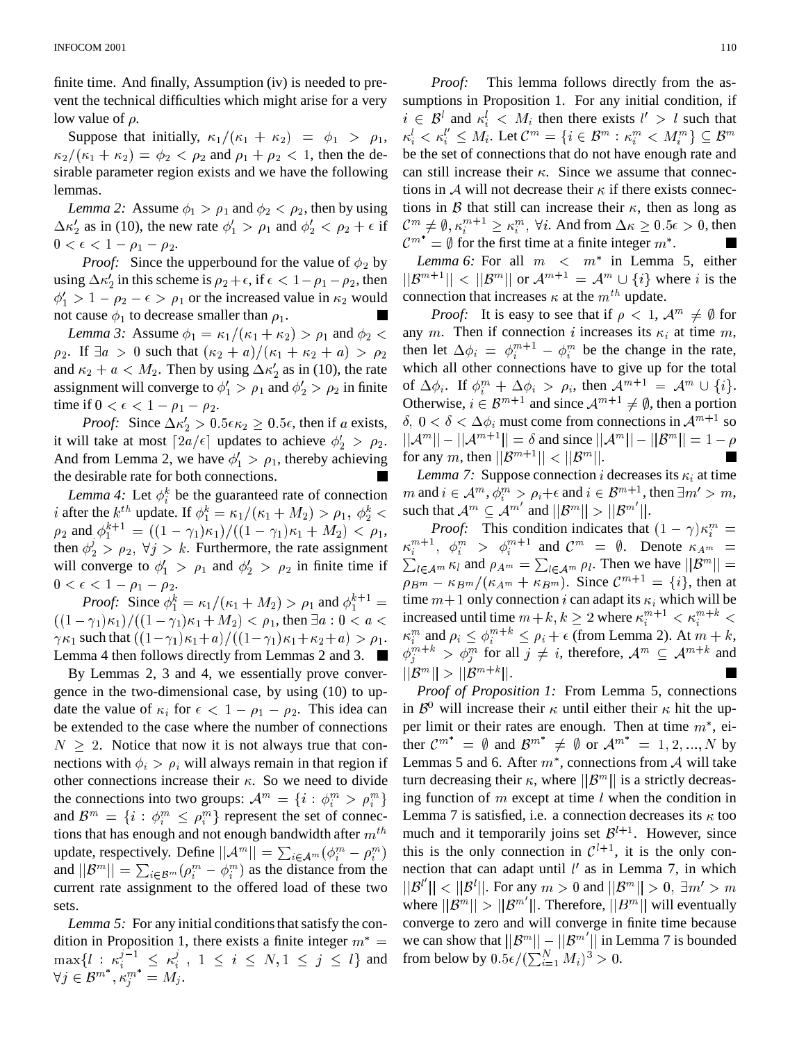finite time. And finally, Assumption (iv) is needed to prevent the technical difficulties which might arise for a very low value of $\rho$.

Suppose that initially, $\kappa_1/(\kappa_1+\kappa_2) = \phi_1 > \rho_1$, $\kappa_2/(\kappa_1+\kappa_2) = \phi_2 < \rho_2$ and $\rho_1+\rho_2 < 1$, then the desirable parameter region exists and we have the following lemmas.

*Lemma 2:* Assume $\phi_1 > \rho_1$ and $\phi_2 < \rho_2$, then by using $\Delta\kappa_2'$ as in (10), the new rate $\phi_1' > \rho_1$ and $\phi_2' < \rho_2+\epsilon$ if $0 < \epsilon < 1-\rho_1-\rho_2$.

*Proof:* Since the upperbound for the value of $\phi_2$ by using $\Delta\kappa_2'$ in this scheme is $\rho_2+\epsilon$, if $\epsilon < 1-\rho_1-\rho_2$, then $\phi_1' > 1-\rho_2-\epsilon > \rho_1$ or the increased value in $\kappa_2$ would not cause $\phi_1$ to decrease smaller than $\rho_1$. ■

*Lemma 3:* Assume $\phi_1 = \kappa_1/(\kappa_1+\kappa_2) > \rho_1$ and $\phi_2 < \rho_2$. If $\exists a > 0$ such that $(\kappa_2+a)/(\kappa_1+\kappa_2+a) > \rho_2$ and $\kappa_2+a < M_2$. Then by using $\Delta\kappa_2'$ as in (10), the rate assignment will converge to $\phi_1' > \rho_1$ and $\phi_2' > \rho_2$ in finite time if $0 < \epsilon < 1-\rho_1-\rho_2$.

*Proof:* Since $\Delta\kappa_2' > 0.5\epsilon\kappa_2 \geq 0.5\epsilon$, then if $a$ exists, it will take at most $\lceil 2a/\epsilon \rceil$ updates to achieve $\phi_2' > \rho_2$. And from Lemma 2, we have $\phi_1' > \rho_1$, thereby achieving the desirable rate for both connections. ■

*Lemma 4:* Let $\phi_i^k$ be the guaranteed rate of connection $i$ after the $k^{th}$ update. If $\phi_1^k = \kappa_1/(\kappa_1+M_2) > \rho_1$, $\phi_2^k < \rho_2$ and $\phi_1^{k+1} = ((1-\gamma_1)\kappa_1)/((1-\gamma_1)\kappa_1+M_2) < \rho_1$, then $\phi_2^j > \rho_2,\ \forall j > k$. Furthermore, the rate assignment will converge to $\phi_1' > \rho_1$ and $\phi_2' > \rho_2$ in finite time if $0 < \epsilon < 1-\rho_1-\rho_2$.

*Proof:* Since $\phi_1^k = \kappa_1/(\kappa_1+M_2) > \rho_1$ and $\phi_1^{k+1} = ((1-\gamma_1)\kappa_1)/((1-\gamma_1)\kappa_1+M_2) < \rho_1$, then $\exists a : 0 < a < \gamma\kappa_1$ such that $((1-\gamma_1)\kappa_1+a)/((1-\gamma_1)\kappa_1+\kappa_2+a) > \rho_1$. Lemma 4 then follows directly from Lemmas 2 and 3. ■

By Lemmas 2, 3 and 4, we essentially prove convergence in the two-dimensional case, by using (10) to update the value of $\kappa_i$ for $\epsilon < 1-\rho_1-\rho_2$. This idea can be extended to the case where the number of connections $N \geq 2$. Notice that now it is not always true that connections with $\phi_i > \rho_i$ will always remain in that region if other connections increase their $\kappa$. So we need to divide the connections into two groups: $\mathcal{A}^m = \{i : \phi_i^m > \rho_i^m\}$ and $\mathcal{B}^m = \{i : \phi_i^m \leq \rho_i^m\}$ represent the set of connections that has enough and not enough bandwidth after $m^{th}$ update, respectively. Define $||\mathcal{A}^m|| = \sum_{i\in\mathcal{A}^m}(\phi_i^m - \rho_i^m)$ and $||\mathcal{B}^m|| = \sum_{i\in\mathcal{B}^m}(\rho_i^m - \phi_i^m)$ as the distance from the current rate assignment to the offered load of these two sets.

*Lemma 5:* For any initial conditions that satisfy the condition in Proposition 1, there exists a finite integer $m^* = \max\{l : \kappa_i^{j-1} \leq \kappa_i^j,\ 1 \leq i \leq N, 1 \leq j \leq l\}$ and $\forall j \in \mathcal{B}^{m^*}, \kappa_j^{m^*} = M_j$.

*Proof:* This lemma follows directly from the assumptions in Proposition 1. For any initial condition, if $i \in \mathcal{B}^l$ and $\kappa_i^l < M_i$ then there exists $l' > l$ such that $\kappa_i^l < \kappa_i^{l'} \leq M_i$. Let $\mathcal{C}^m = \{i \in \mathcal{B}^m : \kappa_i^m < M_i^m\} \subseteq \mathcal{B}^m$ be the set of connections that do not have enough rate and can still increase their $\kappa$. Since we assume that connections in $\mathcal{A}$ will not decrease their $\kappa$ if there exists connections in $\mathcal{B}$ that still can increase their $\kappa$, then as long as $\mathcal{C}^m \neq \emptyset, \kappa_i^{m+1} \geq \kappa_i^m,\ \forall i$. And from $\Delta\kappa \geq 0.5\epsilon > 0$, then $\mathcal{C}^{m^*} = \emptyset$ for the first time at a finite integer $m^*$. ■

*Lemma 6:* For all $m < m^*$ in Lemma 5, either $||\mathcal{B}^{m+1}|| < ||\mathcal{B}^m||$ or $\mathcal{A}^{m+1} = \mathcal{A}^m \cup \{i\}$ where $i$ is the connection that increases $\kappa$ at the $m^{th}$ update.

*Proof:* It is easy to see that if $\rho < 1$, $\mathcal{A}^m \neq \emptyset$ for any $m$. Then if connection $i$ increases its $\kappa_i$ at time $m$, then let $\Delta\phi_i = \phi_i^{m+1} - \phi_i^m$ be the change in the rate, which all other connections have to give up for the total of $\Delta\phi_i$. If $\phi_i^m + \Delta\phi_i > \rho_i$, then $\mathcal{A}^{m+1} = \mathcal{A}^m \cup \{i\}$. Otherwise, $i \in \mathcal{B}^{m+1}$ and since $\mathcal{A}^{m+1} \neq \emptyset$, then a portion $\delta,\ 0 < \delta < \Delta\phi_i$ must come from connections in $\mathcal{A}^{m+1}$ so $||\mathcal{A}^m|| - ||\mathcal{A}^{m+1}|| = \delta$ and since $||\mathcal{A}^m|| - ||\mathcal{B}^m|| = 1-\rho$ for any $m$, then $||\mathcal{B}^{m+1}|| < ||\mathcal{B}^m||$. ■

*Lemma 7:* Suppose connection $i$ decreases its $\kappa_i$ at time $m$ and $i \in \mathcal{A}^m, \phi_i^m > \rho_i+\epsilon$ and $i \in \mathcal{B}^{m+1}$, then $\exists m' > m$, such that $\mathcal{A}^m \subseteq \mathcal{A}^{m'}$ and $||\mathcal{B}^m|| > ||\mathcal{B}^{m'}||$.

*Proof:* This condition indicates that $(1-\gamma)\kappa_i^m = \kappa_i^{m+1},\ \phi_i^m > \phi_i^{m+1}$ and $\mathcal{C}^m = \emptyset$. Denote $\kappa_{A^m} = \sum_{l\in\mathcal{A}^m}\kappa_l$ and $\rho_{A^m} = \sum_{l\in\mathcal{A}^m}\rho_l$. Then we have $||\mathcal{B}^m|| = \rho_{B^m} - \kappa_{B^m}/(\kappa_{A^m}+\kappa_{B^m})$. Since $\mathcal{C}^{m+1} = \{i\}$, then at time $m+1$ only connection $i$ can adapt its $\kappa_i$ which will be increased until time $m+k, k \geq 2$ where $\kappa_i^{m+1} < \kappa_i^{m+k} < \kappa_i^m$ and $\rho_i \leq \phi_i^{m+k} \leq \rho_i+\epsilon$ (from Lemma 2). At $m+k$, $\phi_j^{m+k} > \phi_j^m$ for all $j \neq i$, therefore, $\mathcal{A}^m \subseteq \mathcal{A}^{m+k}$ and $||\mathcal{B}^m|| > ||\mathcal{B}^{m+k}||$. ■

*Proof of Proposition 1:* From Lemma 5, connections in $\mathcal{B}^0$ will increase their $\kappa$ until either their $\kappa$ hit the upper limit or their rates are enough. Then at time $m^*$, either $\mathcal{C}^{m^*} = \emptyset$ and $\mathcal{B}^{m^*} \neq \emptyset$ or $\mathcal{A}^{m^*} = 1, 2, ..., N$ by Lemmas 5 and 6. After $m^*$, connections from $\mathcal{A}$ will take turn decreasing their $\kappa$, where $||\mathcal{B}^m||$ is a strictly decreasing function of $m$ except at time $l$ when the condition in Lemma 7 is satisfied, i.e. a connection decreases its $\kappa$ too much and it temporarily joins set $\mathcal{B}^{l+1}$. However, since this is the only connection in $\mathcal{C}^{l+1}$, it is the only connection that can adapt until $l'$ as in Lemma 7, in which $||\mathcal{B}^{l'}|| < ||\mathcal{B}^l||$. For any $m > 0$ and $||\mathcal{B}^m|| > 0$, $\exists m' > m$ where $||\mathcal{B}^m|| > ||\mathcal{B}^{m'}||$. Therefore, $||\mathcal{B}^m||$ will eventually converge to zero and will converge in finite time because we can show that $||\mathcal{B}^m|| - ||\mathcal{B}^{m'}||$ in Lemma 7 is bounded from below by $0.5\epsilon/(\sum_{i=1}^N M_i)^3 > 0$.